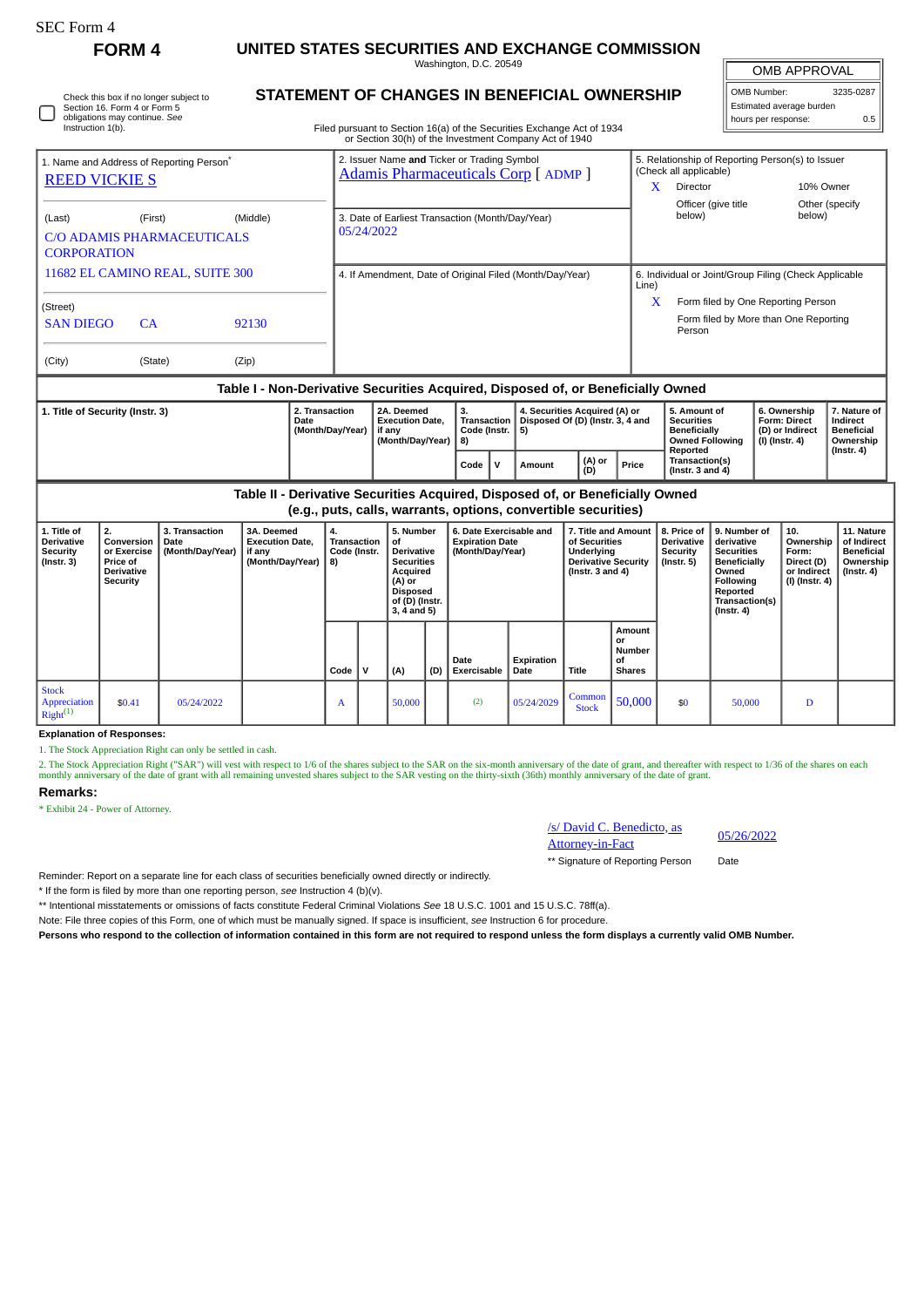SEC Form 4

# FORM 4

## UNITED STATES SECURITIES AND EXCHANGE COMMISSION

Washington, D.C. 20549

## STATEMENT OF CHANGES IN BENEFICIAL OWNERSHIP

Filed pursuant to Section 16(a) of the Securities Exchange Act of 1934 or Section 30(h) of the Investment Company Act of 1940

| OMB APPROVAL | |
|---|---|
| OMB Number: | 3235-0287 |
| Estimated average burden hours per response: | 0.5 |

Check this box if no longer subject to Section 16. Form 4 or Form 5 obligations may continue. *See* Instruction 1(b).

1. Name and Address of Reporting Person*
REED VICKIE S

(Last) (First) (Middle)
C/O ADAMIS PHARMACEUTICALS CORPORATION
11682 EL CAMINO REAL, SUITE 300

(Street)
SAN DIEGO CA 92130

(City) (State) (Zip)

2. Issuer Name **and** Ticker or Trading Symbol
Adamis Pharmaceuticals Corp [ ADMP ]

3. Date of Earliest Transaction (Month/Day/Year)
05/24/2022

4. If Amendment, Date of Original Filed (Month/Day/Year)

5. Relationship of Reporting Person(s) to Issuer (Check all applicable)
X Director
10% Owner
Officer (give title below)
Other (specify below)

6. Individual or Joint/Group Filing (Check Applicable Line)
X Form filed by One Reporting Person
Form filed by More than One Reporting Person

### Table I - Non-Derivative Securities Acquired, Disposed of, or Beneficially Owned

| 1. Title of Security (Instr. 3) | 2. Transaction Date (Month/Day/Year) | 2A. Deemed Execution Date, if any (Month/Day/Year) | 3. Transaction Code (Instr. 8) | | 4. Securities Acquired (A) or Disposed Of (D) (Instr. 3, 4 and 5) | | | 5. Amount of Securities Beneficially Owned Following Reported Transaction(s) (Instr. 3 and 4) | 6. Ownership Form: Direct (D) or Indirect (I) (Instr. 4) | 7. Nature of Indirect Beneficial Ownership (Instr. 4) |
|---|---|---|---|---|---|---|---|---|---|---|
| | | | Code | V | Amount | (A) or (D) | Price | | | |

### Table II - Derivative Securities Acquired, Disposed of, or Beneficially Owned (e.g., puts, calls, warrants, options, convertible securities)

| 1. Title of Derivative Security (Instr. 3) | 2. Conversion or Exercise Price of Derivative Security | 3. Transaction Date (Month/Day/Year) | 3A. Deemed Execution Date, if any (Month/Day/Year) | 4. Transaction Code (Instr. 8) | | 5. Number of Derivative Securities Acquired (A) or Disposed of (D) (Instr. 3, 4 and 5) | | 6. Date Exercisable and Expiration Date (Month/Day/Year) | | 7. Title and Amount of Securities Underlying Derivative Security (Instr. 3 and 4) | | 8. Price of Derivative Security (Instr. 5) | 9. Number of derivative Securities Beneficially Owned Following Reported Transaction(s) (Instr. 4) | 10. Ownership Form: Direct (D) or Indirect (I) (Instr. 4) | 11. Nature of Indirect Beneficial Ownership (Instr. 4) |
|---|---|---|---|---|---|---|---|---|---|---|---|---|---|---|---|
| | | | | Code | V | (A) | (D) | Date Exercisable | Expiration Date | Title | Amount or Number of Shares | | | | |
| Stock Appreciation Right[(1)] | $0.41 | 05/24/2022 | | A | | 50,000 | | [(2)] | 05/24/2029 | Common Stock | 50,000 | $0 | 50,000 | D | |

**Explanation of Responses:**

1. The Stock Appreciation Right can only be settled in cash.

2. The Stock Appreciation Right ("SAR") will vest with respect to 1/6 of the shares subject to the SAR on the six-month anniversary of the date of grant, and thereafter with respect to 1/36 of the shares on each monthly anniversary of the date of grant with all remaining unvested shares subject to the SAR vesting on the thirty-sixth (36th) monthly anniversary of the date of grant.

**Remarks:**

* Exhibit 24 - Power of Attorney.

/s/ David C. Benedicto, as Attorney-in-Fact — 05/26/2022

** Signature of Reporting Person — Date

Reminder: Report on a separate line for each class of securities beneficially owned directly or indirectly.

* If the form is filed by more than one reporting person, *see* Instruction 4 (b)(v).

** Intentional misstatements or omissions of facts constitute Federal Criminal Violations *See* 18 U.S.C. 1001 and 15 U.S.C. 78ff(a).

Note: File three copies of this Form, one of which must be manually signed. If space is insufficient, *see* Instruction 6 for procedure.

**Persons who respond to the collection of information contained in this form are not required to respond unless the form displays a currently valid OMB Number.**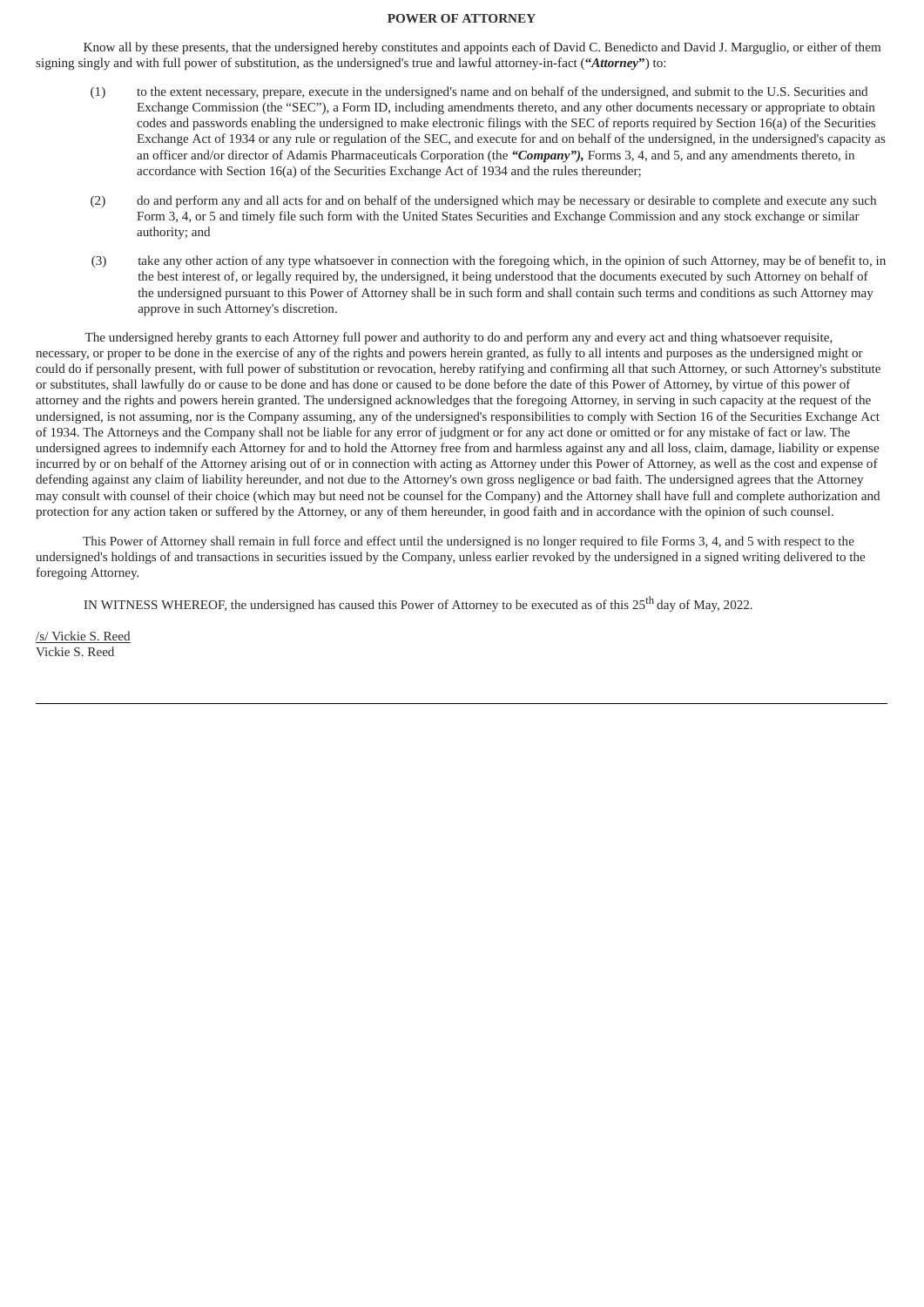**POWER OF ATTORNEY**

Know all by these presents, that the undersigned hereby constitutes and appoints each of David C. Benedicto and David J. Marguglio, or either of them signing singly and with full power of substitution, as the undersigned's true and lawful attorney-in-fact (***"Attorney"***) to:

(1) to the extent necessary, prepare, execute in the undersigned's name and on behalf of the undersigned, and submit to the U.S. Securities and Exchange Commission (the "SEC"), a Form ID, including amendments thereto, and any other documents necessary or appropriate to obtain codes and passwords enabling the undersigned to make electronic filings with the SEC of reports required by Section 16(a) of the Securities Exchange Act of 1934 or any rule or regulation of the SEC, and execute for and on behalf of the undersigned, in the undersigned's capacity as an officer and/or director of Adamis Pharmaceuticals Corporation (the ***"Company"),*** Forms 3, 4, and 5, and any amendments thereto, in accordance with Section 16(a) of the Securities Exchange Act of 1934 and the rules thereunder;

(2) do and perform any and all acts for and on behalf of the undersigned which may be necessary or desirable to complete and execute any such Form 3, 4, or 5 and timely file such form with the United States Securities and Exchange Commission and any stock exchange or similar authority; and

(3) take any other action of any type whatsoever in connection with the foregoing which, in the opinion of such Attorney, may be of benefit to, in the best interest of, or legally required by, the undersigned, it being understood that the documents executed by such Attorney on behalf of the undersigned pursuant to this Power of Attorney shall be in such form and shall contain such terms and conditions as such Attorney may approve in such Attorney's discretion.

The undersigned hereby grants to each Attorney full power and authority to do and perform any and every act and thing whatsoever requisite, necessary, or proper to be done in the exercise of any of the rights and powers herein granted, as fully to all intents and purposes as the undersigned might or could do if personally present, with full power of substitution or revocation, hereby ratifying and confirming all that such Attorney, or such Attorney's substitute or substitutes, shall lawfully do or cause to be done and has done or caused to be done before the date of this Power of Attorney, by virtue of this power of attorney and the rights and powers herein granted. The undersigned acknowledges that the foregoing Attorney, in serving in such capacity at the request of the undersigned, is not assuming, nor is the Company assuming, any of the undersigned's responsibilities to comply with Section 16 of the Securities Exchange Act of 1934. The Attorneys and the Company shall not be liable for any error of judgment or for any act done or omitted or for any mistake of fact or law. The undersigned agrees to indemnify each Attorney for and to hold the Attorney free from and harmless against any and all loss, claim, damage, liability or expense incurred by or on behalf of the Attorney arising out of or in connection with acting as Attorney under this Power of Attorney, as well as the cost and expense of defending against any claim of liability hereunder, and not due to the Attorney's own gross negligence or bad faith. The undersigned agrees that the Attorney may consult with counsel of their choice (which may but need not be counsel for the Company) and the Attorney shall have full and complete authorization and protection for any action taken or suffered by the Attorney, or any of them hereunder, in good faith and in accordance with the opinion of such counsel.

This Power of Attorney shall remain in full force and effect until the undersigned is no longer required to file Forms 3, 4, and 5 with respect to the undersigned's holdings of and transactions in securities issued by the Company, unless earlier revoked by the undersigned in a signed writing delivered to the foregoing Attorney.

IN WITNESS WHEREOF, the undersigned has caused this Power of Attorney to be executed as of this 25th day of May, 2022.

/s/ Vickie S. Reed
Vickie S. Reed